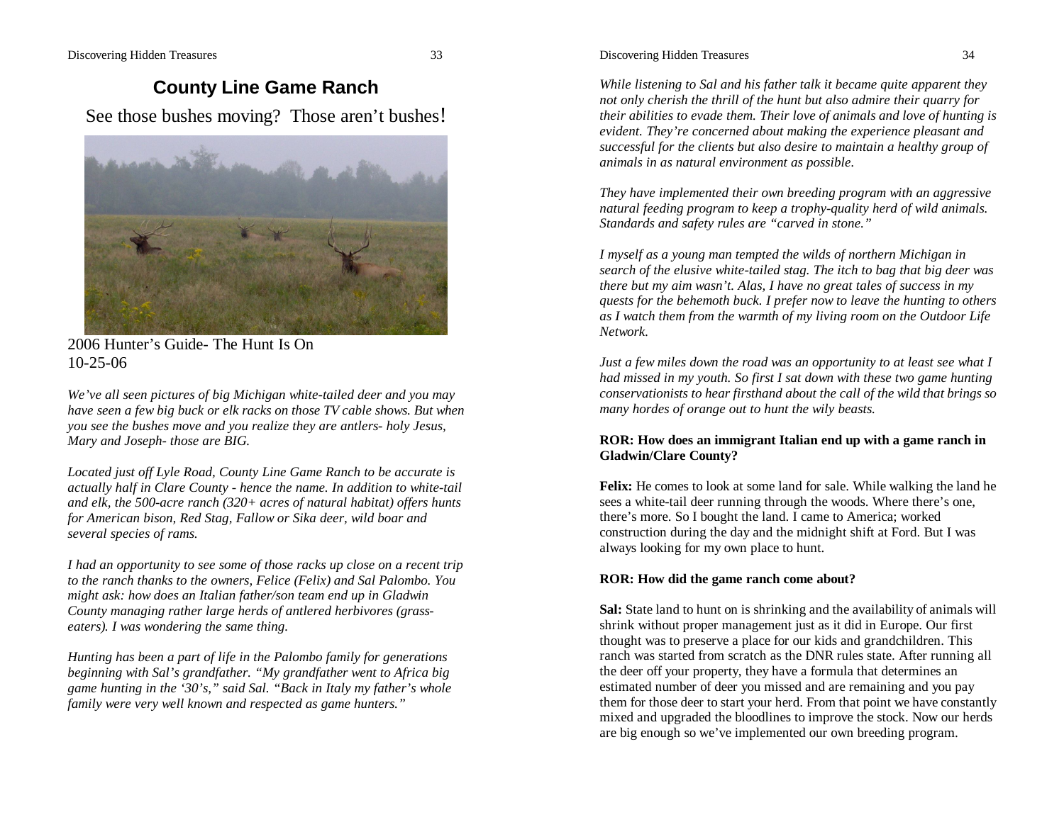# County Line Game Ranch

See those bushes moving? Those aren't bushes!

2006 Hunter's Guide- The Hunt Is On
10-25-06

*We've all seen pictures of big Michigan white-tailed deer and you may have seen a few big buck or elk racks on those TV cable shows. But when you see the bushes move and you realize they are antlers- holy Jesus, Mary and Joseph- those are BIG.*

*Located just off Lyle Road, County Line Game Ranch to be accurate is actually half in Clare County - hence the name. In addition to white-tail and elk, the 500-acre ranch (320+ acres of natural habitat) offers hunts for American bison, Red Stag, Fallow or Sika deer, wild boar and several species of rams.*

*I had an opportunity to see some of those racks up close on a recent trip to the ranch thanks to the owners, Felice (Felix) and Sal Palombo. You might ask: how does an Italian father/son team end up in Gladwin County managing rather large herds of antlered herbivores (grass-eaters). I was wondering the same thing.*

*Hunting has been a part of life in the Palombo family for generations beginning with Sal's grandfather. "My grandfather went to Africa big game hunting in the '30's," said Sal. "Back in Italy my father's whole family were very well known and respected as game hunters."*

*While listening to Sal and his father talk it became quite apparent they not only cherish the thrill of the hunt but also admire their quarry for their abilities to evade them. Their love of animals and love of hunting is evident. They're concerned about making the experience pleasant and successful for the clients but also desire to maintain a healthy group of animals in as natural environment as possible.*

*They have implemented their own breeding program with an aggressive natural feeding program to keep a trophy-quality herd of wild animals. Standards and safety rules are "carved in stone."*

*I myself as a young man tempted the wilds of northern Michigan in search of the elusive white-tailed stag. The itch to bag that big deer was there but my aim wasn't. Alas, I have no great tales of success in my quests for the behemoth buck. I prefer now to leave the hunting to others as I watch them from the warmth of my living room on the Outdoor Life Network.*

*Just a few miles down the road was an opportunity to at least see what I had missed in my youth. So first I sat down with these two game hunting conservationists to hear firsthand about the call of the wild that brings so many hordes of orange out to hunt the wily beasts.*

**ROR: How does an immigrant Italian end up with a game ranch in Gladwin/Clare County?**

**Felix:** He comes to look at some land for sale. While walking the land he sees a white-tail deer running through the woods. Where there's one, there's more. So I bought the land. I came to America; worked construction during the day and the midnight shift at Ford. But I was always looking for my own place to hunt.

**ROR: How did the game ranch come about?**

**Sal:** State land to hunt on is shrinking and the availability of animals will shrink without proper management just as it did in Europe. Our first thought was to preserve a place for our kids and grandchildren. This ranch was started from scratch as the DNR rules state. After running all the deer off your property, they have a formula that determines an estimated number of deer you missed and are remaining and you pay them for those deer to start your herd. From that point we have constantly mixed and upgraded the bloodlines to improve the stock. Now our herds are big enough so we've implemented our own breeding program.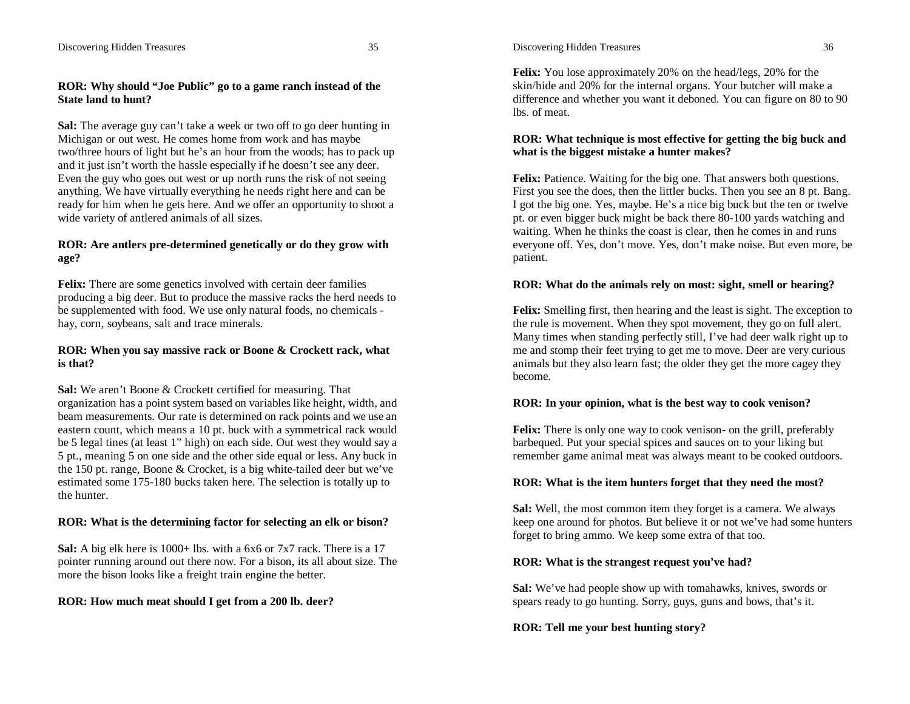**ROR: Why should "Joe Public" go to a game ranch instead of the State land to hunt?**

**Sal:** The average guy can't take a week or two off to go deer hunting in Michigan or out west. He comes home from work and has maybe two/three hours of light but he's an hour from the woods; has to pack up and it just isn't worth the hassle especially if he doesn't see any deer. Even the guy who goes out west or up north runs the risk of not seeing anything. We have virtually everything he needs right here and can be ready for him when he gets here. And we offer an opportunity to shoot a wide variety of antlered animals of all sizes.

**ROR: Are antlers pre-determined genetically or do they grow with age?**

**Felix:** There are some genetics involved with certain deer families producing a big deer. But to produce the massive racks the herd needs to be supplemented with food. We use only natural foods, no chemicals - hay, corn, soybeans, salt and trace minerals.

**ROR: When you say massive rack or Boone & Crockett rack, what is that?**

**Sal:** We aren't Boone & Crockett certified for measuring. That organization has a point system based on variables like height, width, and beam measurements. Our rate is determined on rack points and we use an eastern count, which means a 10 pt. buck with a symmetrical rack would be 5 legal tines (at least 1" high) on each side. Out west they would say a 5 pt., meaning 5 on one side and the other side equal or less. Any buck in the 150 pt. range, Boone & Crocket, is a big white-tailed deer but we've estimated some 175-180 bucks taken here. The selection is totally up to the hunter.

**ROR: What is the determining factor for selecting an elk or bison?**

**Sal:** A big elk here is 1000+ lbs. with a 6x6 or 7x7 rack. There is a 17 pointer running around out there now. For a bison, its all about size. The more the bison looks like a freight train engine the better.

**ROR: How much meat should I get from a 200 lb. deer?**

**Felix:** You lose approximately 20% on the head/legs, 20% for the skin/hide and 20% for the internal organs. Your butcher will make a difference and whether you want it deboned. You can figure on 80 to 90 lbs. of meat.

**ROR: What technique is most effective for getting the big buck and what is the biggest mistake a hunter makes?**

**Felix:** Patience. Waiting for the big one. That answers both questions. First you see the does, then the littler bucks. Then you see an 8 pt. Bang. I got the big one. Yes, maybe. He's a nice big buck but the ten or twelve pt. or even bigger buck might be back there 80-100 yards watching and waiting. When he thinks the coast is clear, then he comes in and runs everyone off. Yes, don't move. Yes, don't make noise. But even more, be patient.

**ROR: What do the animals rely on most: sight, smell or hearing?**

**Felix:** Smelling first, then hearing and the least is sight. The exception to the rule is movement. When they spot movement, they go on full alert. Many times when standing perfectly still, I've had deer walk right up to me and stomp their feet trying to get me to move. Deer are very curious animals but they also learn fast; the older they get the more cagey they become.

**ROR: In your opinion, what is the best way to cook venison?**

**Felix:** There is only one way to cook venison- on the grill, preferably barbequed. Put your special spices and sauces on to your liking but remember game animal meat was always meant to be cooked outdoors.

**ROR: What is the item hunters forget that they need the most?**

**Sal:** Well, the most common item they forget is a camera. We always keep one around for photos. But believe it or not we've had some hunters forget to bring ammo. We keep some extra of that too.

**ROR: What is the strangest request you've had?**

**Sal:** We've had people show up with tomahawks, knives, swords or spears ready to go hunting. Sorry, guys, guns and bows, that's it.

**ROR: Tell me your best hunting story?**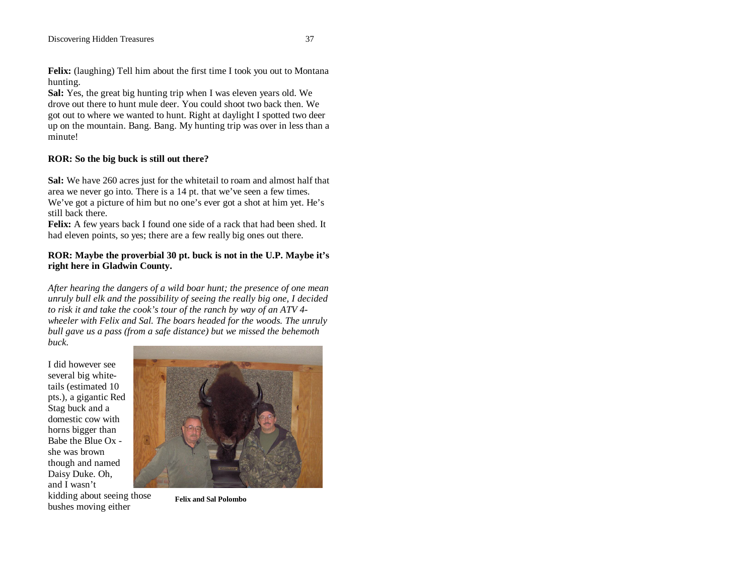**Felix:** (laughing) Tell him about the first time I took you out to Montana hunting.

**Sal:** Yes, the great big hunting trip when I was eleven years old. We drove out there to hunt mule deer. You could shoot two back then. We got out to where we wanted to hunt. Right at daylight I spotted two deer up on the mountain. Bang. Bang. My hunting trip was over in less than a minute!

**ROR: So the big buck is still out there?**

**Sal:** We have 260 acres just for the whitetail to roam and almost half that area we never go into. There is a 14 pt. that we've seen a few times. We've got a picture of him but no one's ever got a shot at him yet. He's still back there.

**Felix:** A few years back I found one side of a rack that had been shed. It had eleven points, so yes; there are a few really big ones out there.

**ROR: Maybe the proverbial 30 pt. buck is not in the U.P. Maybe it's right here in Gladwin County.**

*After hearing the dangers of a wild boar hunt; the presence of one mean unruly bull elk and the possibility of seeing the really big one, I decided to risk it and take the cook's tour of the ranch by way of an ATV 4-wheeler with Felix and Sal. The boars headed for the woods. The unruly bull gave us a pass (from a safe distance) but we missed the behemoth buck.*

I did however see several big white-tails (estimated 10 pts.), a gigantic Red Stag buck and a domestic cow with horns bigger than Babe the Blue Ox - she was brown though and named Daisy Duke. Oh, and I wasn't kidding about seeing those bushes moving either

**Felix and Sal Polombo**